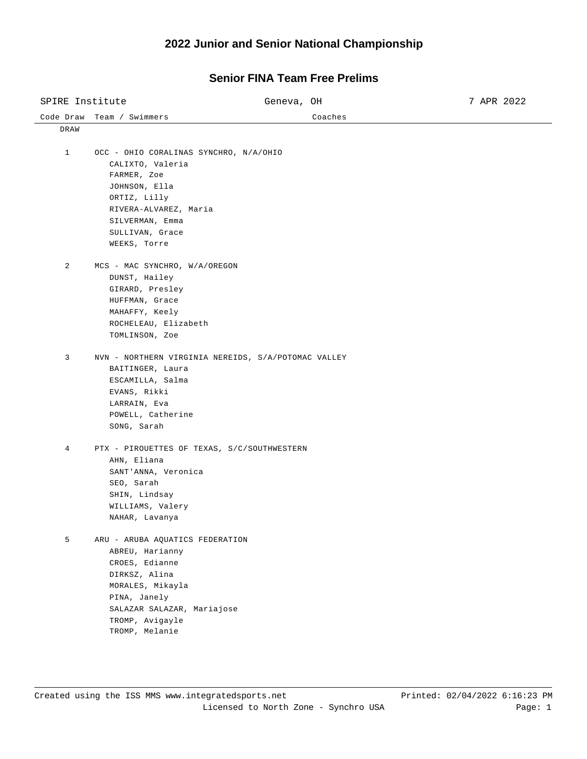# 2022 Junior and Senior National Championship

## Senior FINA Team Free Prelims

SPIRE Institute | Geneva, OH | 7 APR 2022

| Code Draw | Team / Swimmers | Coaches |
|---|---|---|
| DRAW | | |

**1** OCC - OHIO CORALINAS SYNCHRO, N/A/OHIO

- CALIXTO, Valeria
- FARMER, Zoe
- JOHNSON, Ella
- ORTIZ, Lilly
- RIVERA-ALVAREZ, Maria
- SILVERMAN, Emma
- SULLIVAN, Grace
- WEEKS, Torre

**2** MCS - MAC SYNCHRO, W/A/OREGON

- DUNST, Hailey
- GIRARD, Presley
- HUFFMAN, Grace
- MAHAFFY, Keely
- ROCHELEAU, Elizabeth
- TOMLINSON, Zoe

**3** NVN - NORTHERN VIRGINIA NEREIDS, S/A/POTOMAC VALLEY

- BAITINGER, Laura
- ESCAMILLA, Salma
- EVANS, Rikki
- LARRAIN, Eva
- POWELL, Catherine
- SONG, Sarah

**4** PTX - PIROUETTES OF TEXAS, S/C/SOUTHWESTERN

- AHN, Eliana
- SANT'ANNA, Veronica
- SEO, Sarah
- SHIN, Lindsay
- WILLIAMS, Valery
- NAHAR, Lavanya

**5** ARU - ARUBA AQUATICS FEDERATION

- ABREU, Harianny
- CROES, Edianne
- DIRKSZ, Alina
- MORALES, Mikayla
- PINA, Janely
- SALAZAR SALAZAR, Mariajose
- TROMP, Avigayle
- TROMP, Melanie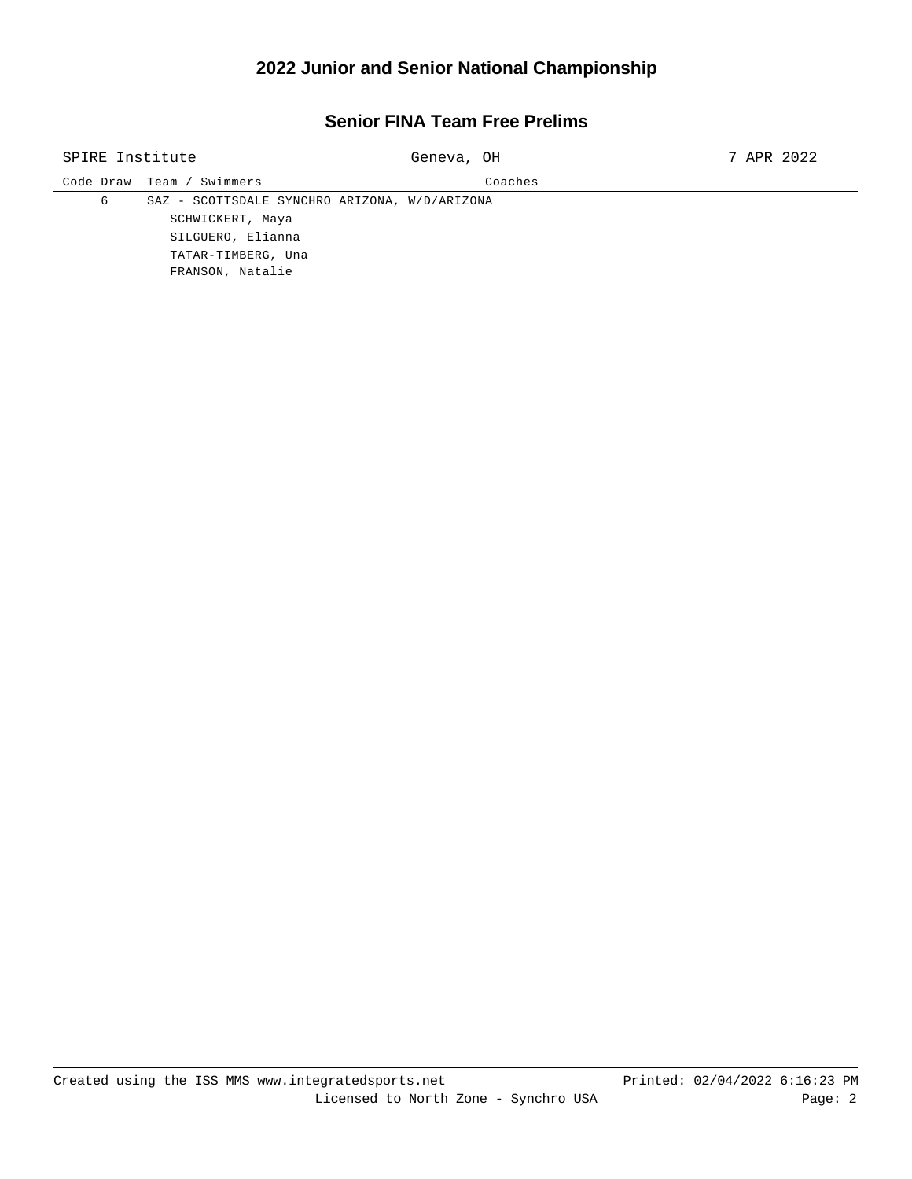## 2022 Junior and Senior National Championship

### Senior FINA Team Free Prelims

SPIRE Institute Geneva, OH 7 APR 2022

| Code | Draw | Team / Swimmers | Coaches |
|---|---|---|---|
| | 6 | SAZ - SCOTTSDALE SYNCHRO ARIZONA, W/D/ARIZONA | |
| | | SCHWICKERT, Maya | |
| | | SILGUERO, Elianna | |
| | | TATAR-TIMBERG, Una | |
| | | FRANSON, Natalie | |